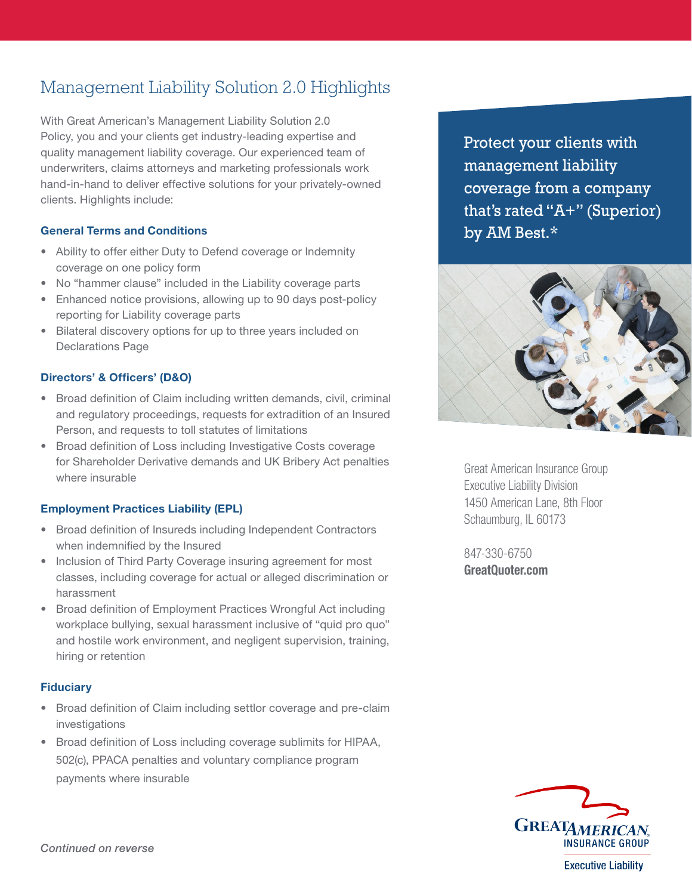# Management Liability Solution 2.0 Highlights

With Great American's Management Liability Solution 2.0 Policy, you and your clients get industry-leading expertise and quality management liability coverage. Our experienced team of underwriters, claims attorneys and marketing professionals work hand-in-hand to deliver effective solutions for your privately-owned clients. Highlights include:

### General Terms and Conditions

- Ability to offer either Duty to Defend coverage or Indemnity coverage on one policy form
- No "hammer clause" included in the Liability coverage parts
- Enhanced notice provisions, allowing up to 90 days post-policy reporting for Liability coverage parts
- Bilateral discovery options for up to three years included on Declarations Page

### Directors' & Officers' (D&O)

- Broad definition of Claim including written demands, civil, criminal and regulatory proceedings, requests for extradition of an Insured Person, and requests to toll statutes of limitations
- Broad definition of Loss including Investigative Costs coverage for Shareholder Derivative demands and UK Bribery Act penalties where insurable

### Employment Practices Liability (EPL)

- Broad definition of Insureds including Independent Contractors when indemnified by the Insured
- Inclusion of Third Party Coverage insuring agreement for most classes, including coverage for actual or alleged discrimination or harassment
- Broad definition of Employment Practices Wrongful Act including workplace bullying, sexual harassment inclusive of "quid pro quo" and hostile work environment, and negligent supervision, training, hiring or retention

### Fiduciary

- Broad definition of Claim including settlor coverage and pre-claim investigations
- Broad definition of Loss including coverage sublimits for HIPAA, 502(c), PPACA penalties and voluntary compliance program payments where insurable

*Continued on reverse*

Protect your clients with management liability coverage from a company that's rated "A+" (Superior) by AM Best.*

Great American Insurance Group
Executive Liability Division
1450 American Lane, 8th Floor
Schaumburg, IL 60173

847-330-6750
**GreatQuoter.com**

GREAT AMERICAN INSURANCE GROUP
Executive Liability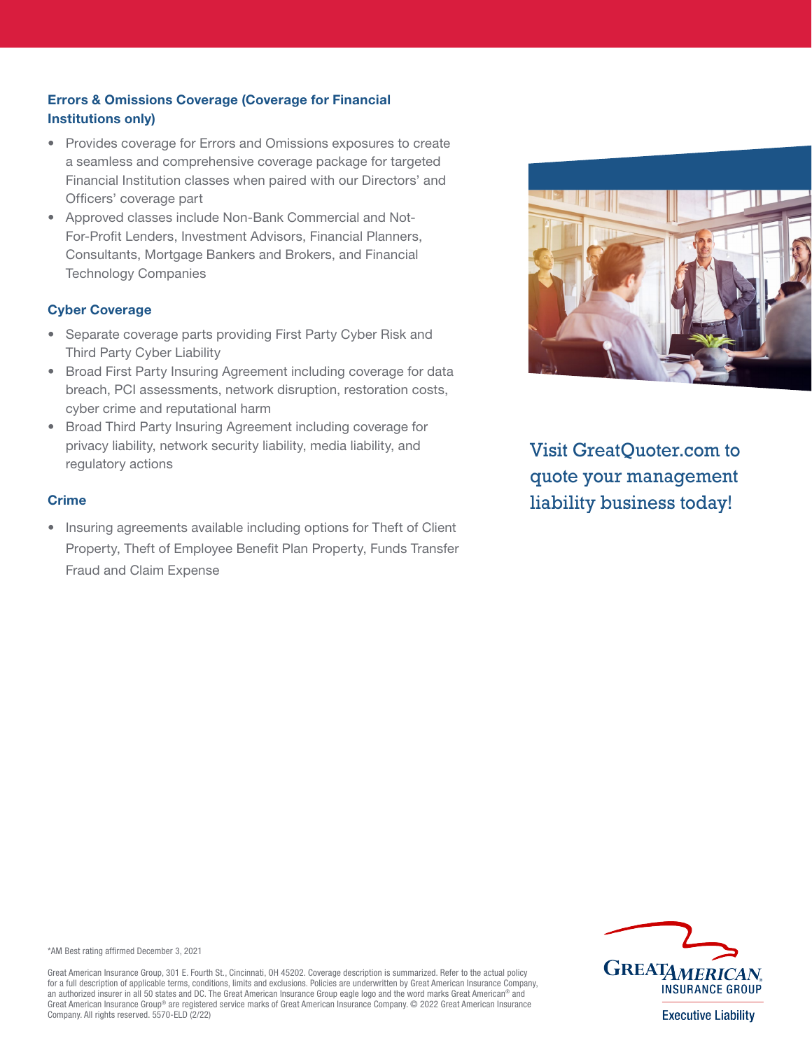### Errors & Omissions Coverage (Coverage for Financial Institutions only)

- Provides coverage for Errors and Omissions exposures to create a seamless and comprehensive coverage package for targeted Financial Institution classes when paired with our Directors' and Officers' coverage part
- Approved classes include Non-Bank Commercial and Not-For-Profit Lenders, Investment Advisors, Financial Planners, Consultants, Mortgage Bankers and Brokers, and Financial Technology Companies

### Cyber Coverage

- Separate coverage parts providing First Party Cyber Risk and Third Party Cyber Liability
- Broad First Party Insuring Agreement including coverage for data breach, PCI assessments, network disruption, restoration costs, cyber crime and reputational harm
- Broad Third Party Insuring Agreement including coverage for privacy liability, network security liability, media liability, and regulatory actions

### Crime

- Insuring agreements available including options for Theft of Client Property, Theft of Employee Benefit Plan Property, Funds Transfer Fraud and Claim Expense

Visit GreatQuoter.com to quote your management liability business today!

*AM Best rating affirmed December 3, 2021

Great American Insurance Group, 301 E. Fourth St., Cincinnati, OH 45202. Coverage description is summarized. Refer to the actual policy for a full description of applicable terms, conditions, limits and exclusions. Policies are underwritten by Great American Insurance Company, an authorized insurer in all 50 states and DC. The Great American Insurance Group eagle logo and the word marks Great American® and Great American Insurance Group® are registered service marks of Great American Insurance Company. © 2022 Great American Insurance Company. All rights reserved. 5570-ELD (2/22)

GREAT AMERICAN INSURANCE GROUP

Executive Liability